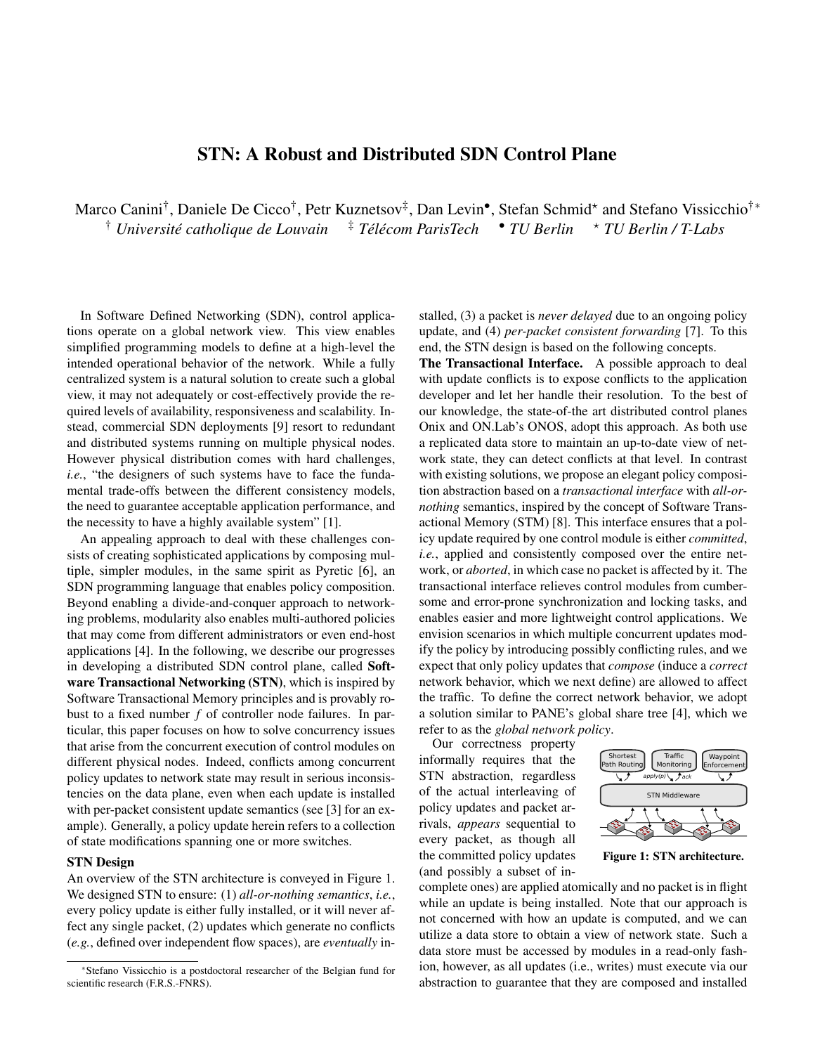# STN: A Robust and Distributed SDN Control Plane

Marco Canini[†], Daniele De Cicco[†], Petr Kuznetsov[‡], Dan Levin[•], Stefan Schmid[⋆] and Stefano Vissicchio[†*]

[†] *Université catholique de Louvain* [‡] *Télécom ParisTech* [•] *TU Berlin* [⋆] *TU Berlin / T-Labs*

In Software Defined Networking (SDN), control applications operate on a global network view. This view enables simplified programming models to define at a high-level the intended operational behavior of the network. While a fully centralized system is a natural solution to create such a global view, it may not adequately or cost-effectively provide the required levels of availability, responsiveness and scalability. Instead, commercial SDN deployments [9] resort to redundant and distributed systems running on multiple physical nodes. However physical distribution comes with hard challenges, *i.e.*, "the designers of such systems have to face the fundamental trade-offs between the different consistency models, the need to guarantee acceptable application performance, and the necessity to have a highly available system" [1].

An appealing approach to deal with these challenges consists of creating sophisticated applications by composing multiple, simpler modules, in the same spirit as Pyretic [6], an SDN programming language that enables policy composition. Beyond enabling a divide-and-conquer approach to networking problems, modularity also enables multi-authored policies that may come from different administrators or even end-host applications [4]. In the following, we describe our progresses in developing a distributed SDN control plane, called **Software Transactional Networking (STN)**, which is inspired by Software Transactional Memory principles and is provably robust to a fixed number $f$ of controller node failures. In particular, this paper focuses on how to solve concurrency issues that arise from the concurrent execution of control modules on different physical nodes. Indeed, conflicts among concurrent policy updates to network state may result in serious inconsistencies on the data plane, even when each update is installed with per-packet consistent update semantics (see [3] for an example). Generally, a policy update herein refers to a collection of state modifications spanning one or more switches.

## STN Design

An overview of the STN architecture is conveyed in Figure 1. We designed STN to ensure: (1) *all-or-nothing semantics*, *i.e.*, every policy update is either fully installed, or it will never affect any single packet, (2) updates which generate no conflicts (*e.g.*, defined over independent flow spaces), are *eventually* installed, (3) a packet is *never delayed* due to an ongoing policy update, and (4) *per-packet consistent forwarding* [7]. To this end, the STN design is based on the following concepts.

**The Transactional Interface.** A possible approach to deal with update conflicts is to expose conflicts to the application developer and let her handle their resolution. To the best of our knowledge, the state-of-the art distributed control planes Onix and ON.Lab's ONOS, adopt this approach. As both use a replicated data store to maintain an up-to-date view of network state, they can detect conflicts at that level. In contrast with existing solutions, we propose an elegant policy composition abstraction based on a *transactional interface* with *all-or-nothing* semantics, inspired by the concept of Software Transactional Memory (STM) [8]. This interface ensures that a policy update required by one control module is either *committed*, *i.e.*, applied and consistently composed over the entire network, or *aborted*, in which case no packet is affected by it. The transactional interface relieves control modules from cumbersome and error-prone synchronization and locking tasks, and enables easier and more lightweight control applications. We envision scenarios in which multiple concurrent updates modify the policy by introducing possibly conflicting rules, and we expect that only policy updates that *compose* (induce a *correct* network behavior, which we next define) are allowed to affect the traffic. To define the correct network behavior, we adopt a solution similar to PANE's global share tree [4], which we refer to as the *global network policy*.

Our correctness property informally requires that the STN abstraction, regardless of the actual interleaving of policy updates and packet arrivals, *appears* sequential to every packet, as though all the committed policy updates (and possibly a subset of incomplete ones) are applied atomically and no packet is in flight while an update is being installed. Note that our approach is not concerned with how an update is computed, and we can utilize a data store to obtain a view of network state. Such a data store must be accessed by modules in a read-only fashion, however, as all updates (i.e., writes) must execute via our abstraction to guarantee that they are composed and installed

**Figure 1: STN architecture.**

*Stefano Vissicchio is a postdoctoral researcher of the Belgian fund for scientific research (F.R.S.-FNRS).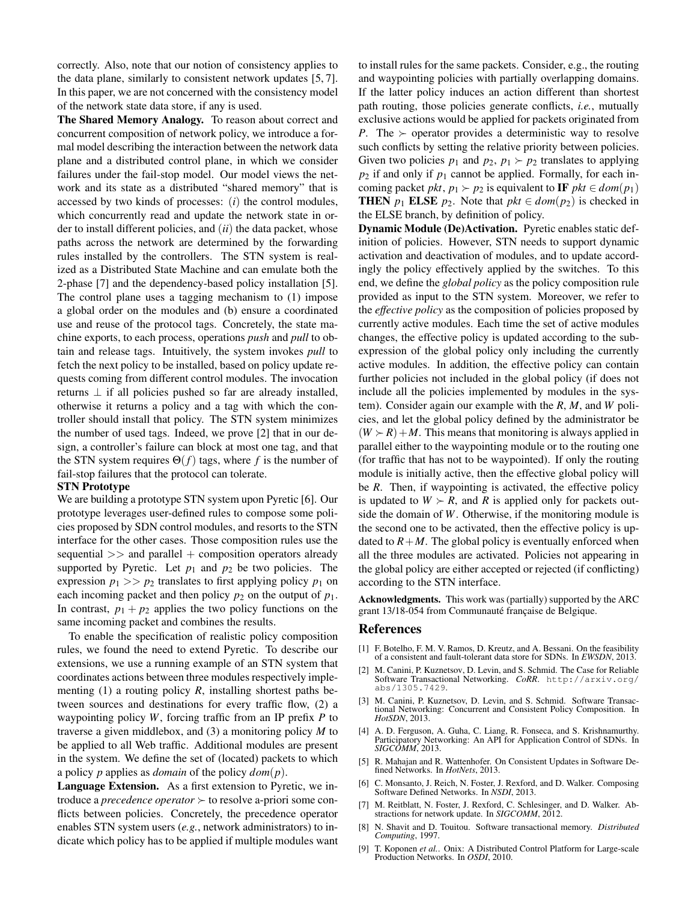correctly. Also, note that our notion of consistency applies to the data plane, similarly to consistent network updates [5, 7]. In this paper, we are not concerned with the consistency model of the network state data store, if any is used.

**The Shared Memory Analogy.** To reason about correct and concurrent composition of network policy, we introduce a formal model describing the interaction between the network data plane and a distributed control plane, in which we consider failures under the fail-stop model. Our model views the network and its state as a distributed "shared memory" that is accessed by two kinds of processes: (*i*) the control modules, which concurrently read and update the network state in order to install different policies, and (*ii*) the data packet, whose paths across the network are determined by the forwarding rules installed by the controllers. The STN system is realized as a Distributed State Machine and can emulate both the 2-phase [7] and the dependency-based policy installation [5]. The control plane uses a tagging mechanism to (1) impose a global order on the modules and (b) ensure a coordinated use and reuse of the protocol tags. Concretely, the state machine exports, to each process, operations *push* and *pull* to obtain and release tags. Intuitively, the system invokes *pull* to fetch the next policy to be installed, based on policy update requests coming from different control modules. The invocation returns $\perp$ if all policies pushed so far are already installed, otherwise it returns a policy and a tag with which the controller should install that policy. The STN system minimizes the number of used tags. Indeed, we prove [2] that in our design, a controller's failure can block at most one tag, and that the STN system requires $\Theta(f)$ tags, where $f$ is the number of fail-stop failures that the protocol can tolerate.

## STN Prototype

We are building a prototype STN system upon Pyretic [6]. Our prototype leverages user-defined rules to compose some policies proposed by SDN control modules, and resorts to the STN interface for the other cases. Those composition rules use the sequential $>>$ and parallel $+$ composition operators already supported by Pyretic. Let $p_1$ and $p_2$ be two policies. The expression $p_1 >> p_2$ translates to first applying policy $p_1$ on each incoming packet and then policy $p_2$ on the output of $p_1$. In contrast, $p_1 + p_2$ applies the two policy functions on the same incoming packet and combines the results.

To enable the specification of realistic policy composition rules, we found the need to extend Pyretic. To describe our extensions, we use a running example of an STN system that coordinates actions between three modules respectively implementing (1) a routing policy $R$, installing shortest paths between sources and destinations for every traffic flow, (2) a waypointing policy $W$, forcing traffic from an IP prefix $P$ to traverse a given middlebox, and (3) a monitoring policy $M$ to be applied to all Web traffic. Additional modules are present in the system. We define the set of (located) packets to which a policy $p$ applies as *domain* of the policy $dom(p)$.

**Language Extension.** As a first extension to Pyretic, we introduce a *precedence operator* $\succ$ to resolve a-priori some conflicts between policies. Concretely, the precedence operator enables STN system users (*e.g.*, network administrators) to indicate which policy has to be applied if multiple modules want to install rules for the same packets. Consider, e.g., the routing and waypointing policies with partially overlapping domains. If the latter policy induces an action different than shortest path routing, those policies generate conflicts, *i.e.*, mutually exclusive actions would be applied for packets originated from $P$. The $\succ$ operator provides a deterministic way to resolve such conflicts by setting the relative priority between policies. Given two policies $p_1$ and $p_2$, $p_1 \succ p_2$ translates to applying $p_2$ if and only if $p_1$ cannot be applied. Formally, for each incoming packet $pkt$, $p_1 \succ p_2$ is equivalent to **IF** $pkt \in dom(p_1)$ **THEN** $p_1$ **ELSE** $p_2$. Note that $pkt \in dom(p_2)$ is checked in the ELSE branch, by definition of policy.

**Dynamic Module (De)Activation.** Pyretic enables static definition of policies. However, STN needs to support dynamic activation and deactivation of modules, and to update accordingly the policy effectively applied by the switches. To this end, we define the *global policy* as the policy composition rule provided as input to the STN system. Moreover, we refer to the *effective policy* as the composition of policies proposed by currently active modules. Each time the set of active modules changes, the effective policy is updated according to the subexpression of the global policy only including the currently active modules. In addition, the effective policy can contain further policies not included in the global policy (if does not include all the policies implemented by modules in the system). Consider again our example with the $R$, $M$, and $W$ policies, and let the global policy defined by the administrator be $(W \succ R) + M$. This means that monitoring is always applied in parallel either to the waypointing module or to the routing one (for traffic that has not to be waypointed). If only the routing module is initially active, then the effective global policy will be $R$. Then, if waypointing is activated, the effective policy is updated to $W \succ R$, and $R$ is applied only for packets outside the domain of $W$. Otherwise, if the monitoring module is the second one to be activated, then the effective policy is updated to $R + M$. The global policy is eventually enforced when all the three modules are activated. Policies not appearing in the global policy are either accepted or rejected (if conflicting) according to the STN interface.

**Acknowledgments.** This work was (partially) supported by the ARC grant 13/18-054 from Communauté française de Belgique.

## References

[1] F. Botelho, F. M. V. Ramos, D. Kreutz, and A. Bessani. On the feasibility of a consistent and fault-tolerant data store for SDNs. In *EWSDN*, 2013.

[2] M. Canini, P. Kuznetsov, D. Levin, and S. Schmid. The Case for Reliable Software Transactional Networking. *CoRR*. http://arxiv.org/abs/1305.7429.

[3] M. Canini, P. Kuznetsov, D. Levin, and S. Schmid. Software Transactional Networking: Concurrent and Consistent Policy Composition. In *HotSDN*, 2013.

[4] A. D. Ferguson, A. Guha, C. Liang, R. Fonseca, and S. Krishnamurthy. Participatory Networking: An API for Application Control of SDNs. In *SIGCOMM*, 2013.

[5] R. Mahajan and R. Wattenhofer. On Consistent Updates in Software Defined Networks. In *HotNets*, 2013.

[6] C. Monsanto, J. Reich, N. Foster, J. Rexford, and D. Walker. Composing Software Defined Networks. In *NSDI*, 2013.

[7] M. Reitblatt, N. Foster, J. Rexford, C. Schlesinger, and D. Walker. Abstractions for network update. In *SIGCOMM*, 2012.

[8] N. Shavit and D. Touitou. Software transactional memory. *Distributed Computing*, 1997.

[9] T. Koponen *et al.*. Onix: A Distributed Control Platform for Large-scale Production Networks. In *OSDI*, 2010.